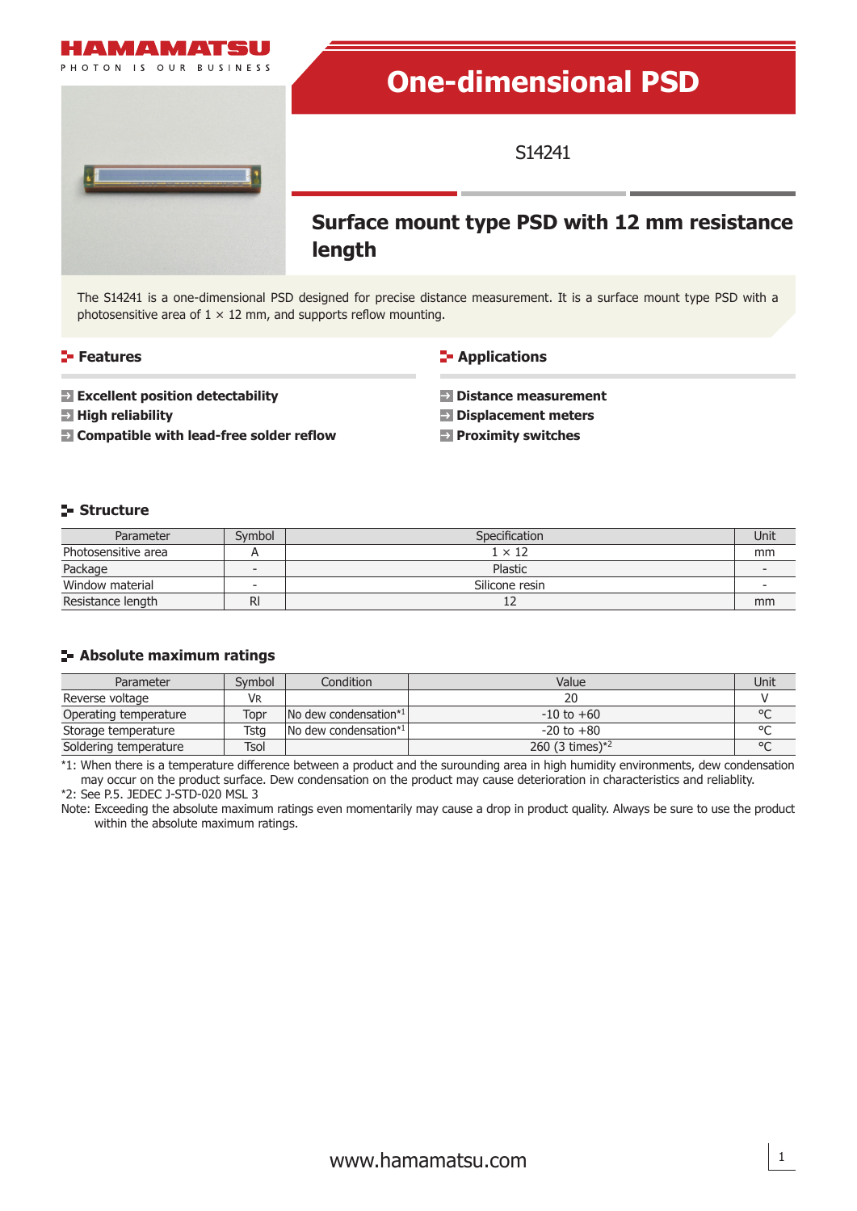# One-dimensional PSD

S14241

## Surface mount type PSD with 12 mm resistance length

The S14241 is a one-dimensional PSD designed for precise distance measurement. It is a surface mount type PSD with a photosensitive area of 1 × 12 mm, and supports reflow mounting.

## Features

- **Excellent position detectability**
- **High reliability**
- **Compatible with lead-free solder reflow**

## Applications

- **Distance measurement**
- **Displacement meters**
- **Proximity switches**

## Structure

| Parameter | Symbol | Specification | Unit |
|---|---|---|---|
| Photosensitive area | A | 1 × 12 | mm |
| Package | - | Plastic | - |
| Window material | - | Silicone resin | - |
| Resistance length | Rl | 12 | mm |

## Absolute maximum ratings

| Parameter | Symbol | Condition | Value | Unit |
|---|---|---|---|---|
| Reverse voltage | $V_R$ | | 20 | V |
| Operating temperature | Topr | No dew condensation*1 | -10 to +60 | °C |
| Storage temperature | Tstg | No dew condensation*1 | -20 to +80 | °C |
| Soldering temperature | Tsol | | 260 (3 times)*2 | °C |

*1: When there is a temperature difference between a product and the surounding area in high humidity environments, dew condensation may occur on the product surface. Dew condensation on the product may cause deterioration in characteristics and reliablity.

*2: See P.5. JEDEC J-STD-020 MSL 3

Note: Exceeding the absolute maximum ratings even momentarily may cause a drop in product quality. Always be sure to use the product within the absolute maximum ratings.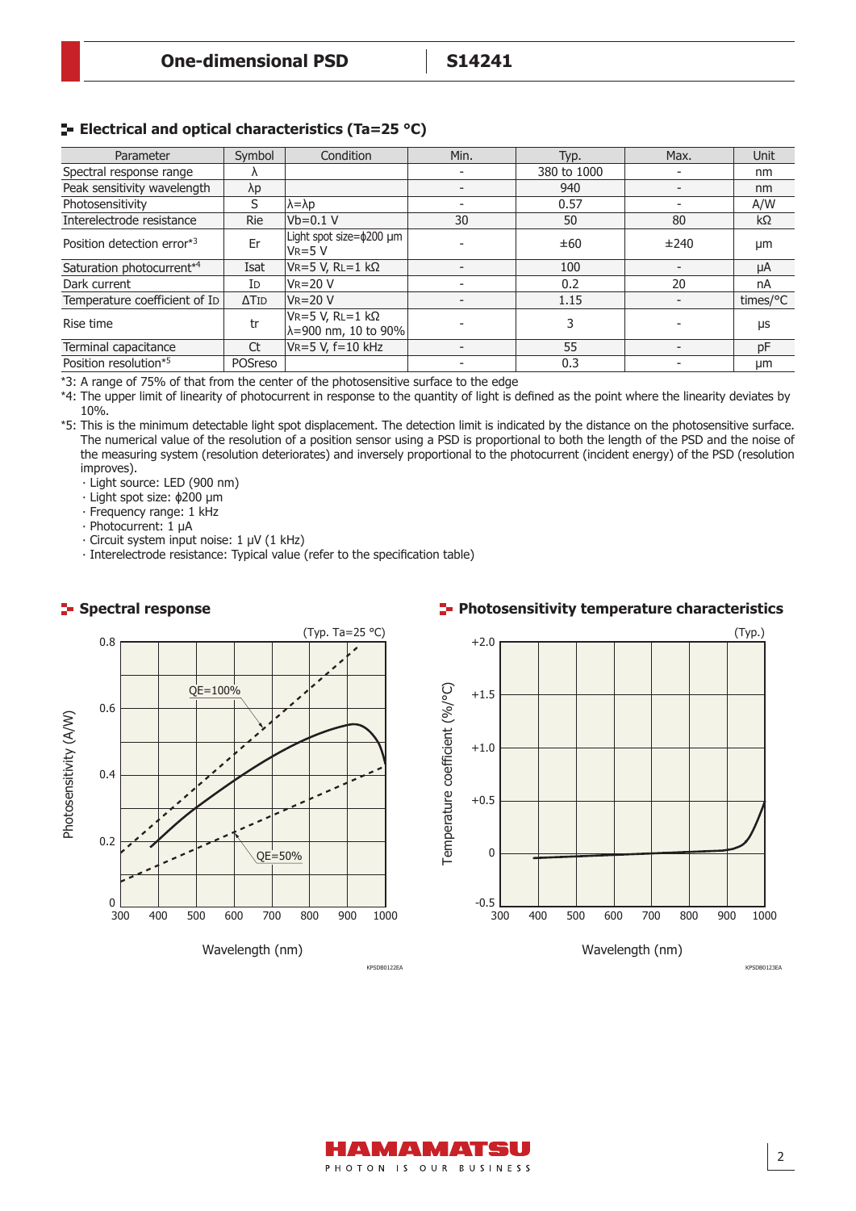## Electrical and optical characteristics (Ta=25 °C)

| Parameter | Symbol | Condition | Min. | Typ. | Max. | Unit |
|---|---|---|---|---|---|---|
| Spectral response range | λ | | - | 380 to 1000 | - | nm |
| Peak sensitivity wavelength | λp | | - | 940 | - | nm |
| Photosensitivity | S | λ=λp | - | 0.57 | - | A/W |
| Interelectrode resistance | Rie | Vb=0.1 V | 30 | 50 | 80 | kΩ |
| Position detection error*3 | Er | Light spot size=ϕ200 μm VR=5 V | - | ±60 | ±240 | μm |
| Saturation photocurrent*4 | Isat | VR=5 V, RL=1 kΩ | - | 100 | - | μA |
| Dark current | ID | VR=20 V | - | 0.2 | 20 | nA |
| Temperature coefficient of ID | ΔTID | VR=20 V | - | 1.15 | - | times/°C |
| Rise time | tr | VR=5 V, RL=1 kΩ λ=900 nm, 10 to 90% | - | 3 | - | μs |
| Terminal capacitance | Ct | VR=5 V, f=10 kHz | - | 55 | - | pF |
| Position resolution*5 | POSreso | | - | 0.3 | - | μm |

*3: A range of 75% of that from the center of the photosensitive surface to the edge

*4: The upper limit of linearity of photocurrent in response to the quantity of light is defined as the point where the linearity deviates by 10%.

*5: This is the minimum detectable light spot displacement. The detection limit is indicated by the distance on the photosensitive surface. The numerical value of the resolution of a position sensor using a PSD is proportional to both the length of the PSD and the noise of the measuring system (resolution deteriorates) and inversely proportional to the photocurrent (incident energy) of the PSD (resolution improves).

- Light source: LED (900 nm)
- Light spot size: ϕ200 μm
- Frequency range: 1 kHz
- Photocurrent: 1 μA
- Circuit system input noise: 1 μV (1 kHz)
- Interelectrode resistance: Typical value (refer to the specification table)

## Spectral response

## Photosensitivity temperature characteristics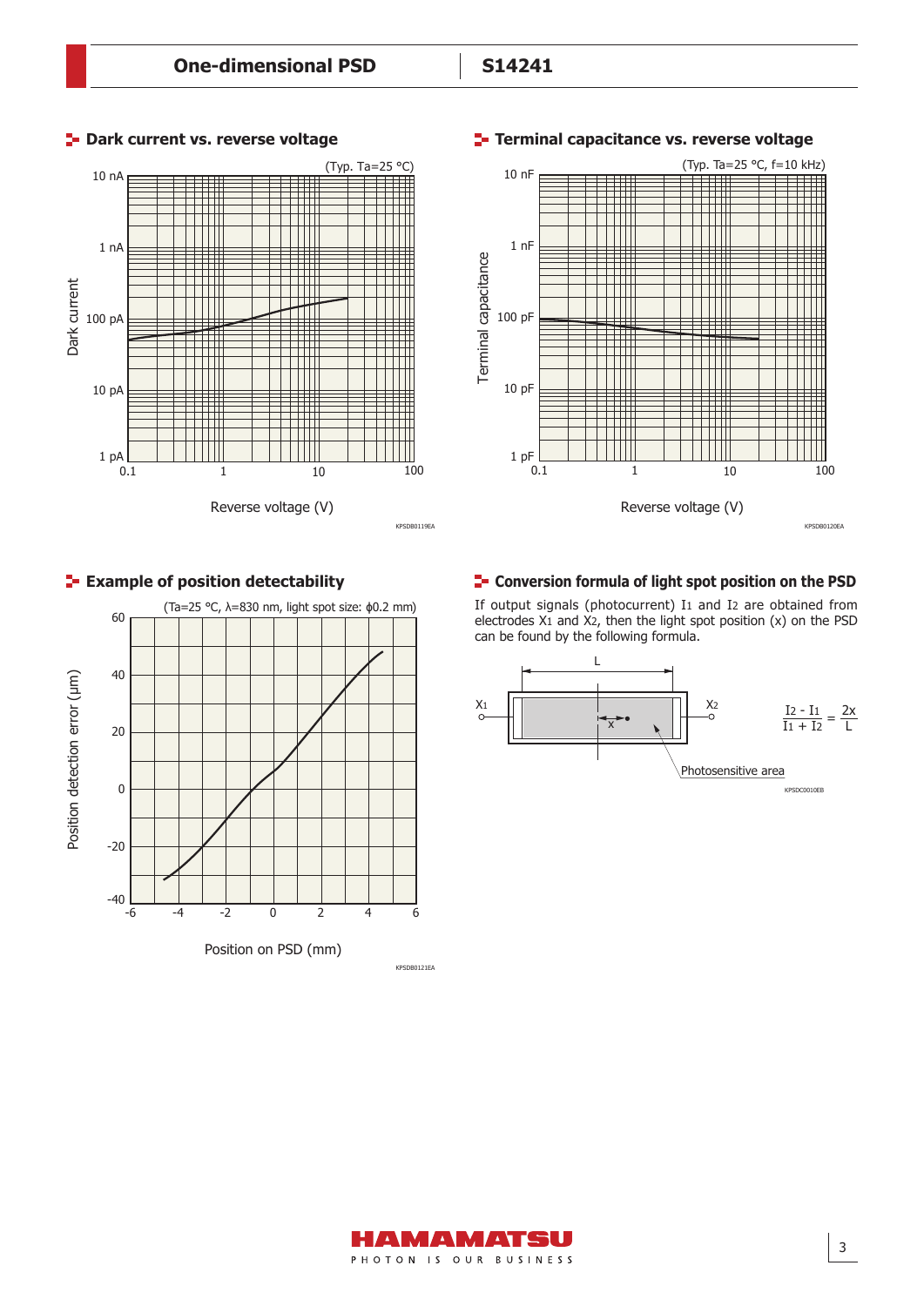## Dark current vs. reverse voltage

(Typ. Ta=25 °C)

Dark current: 1 pA, 10 pA, 100 pA, 1 nA, 10 nA

Reverse voltage (V): 0.1, 1, 10, 100

KPSDB0119EA

## Terminal capacitance vs. reverse voltage

(Typ. Ta=25 °C, f=10 kHz)

Terminal capacitance: 1 pF, 10 pF, 100 pF, 1 nF, 10 nF

Reverse voltage (V): 0.1, 1, 10, 100

KPSDB0120EA

## Example of position detectability

(Ta=25 °C, λ=830 nm, light spot size: ϕ0.2 mm)

Position detection error (μm): -40, -20, 0, 20, 40, 60

Position on PSD (mm): -6, -4, -2, 0, 2, 4, 6

KPSDB0121EA

## Conversion formula of light spot position on the PSD

If output signals (photocurrent) $I_1$ and $I_2$ are obtained from electrodes $X_1$ and $X_2$, then the light spot position (x) on the PSD can be found by the following formula.

L, $X_1$, $X_2$, x, Photosensitive area

$$\frac{I_2 - I_1}{I_1 + I_2} = \frac{2x}{L}$$

KPSDC0010EB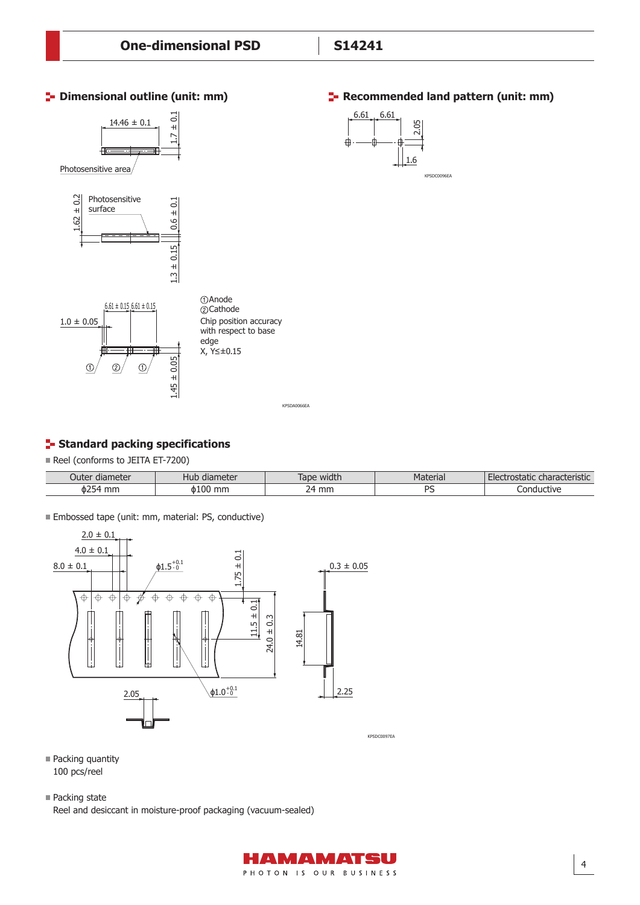## Dimensional outline (unit: mm)

①Anode
②Cathode
Chip position accuracy with respect to base edge
X, Y≤±0.15

KPSDA0066EA

## Recommended land pattern (unit: mm)

KPSDC0096EA

## Standard packing specifications

- Reel (conforms to JEITA ET-7200)

| Outer diameter | Hub diameter | Tape width | Material | Electrostatic characteristic |
|---|---|---|---|---|
| ϕ254 mm | ϕ100 mm | 24 mm | PS | Conductive |

- Embossed tape (unit: mm, material: PS, conductive)

KPSDC0097EA

- Packing quantity
  100 pcs/reel

- Packing state
  Reel and desiccant in moisture-proof packaging (vacuum-sealed)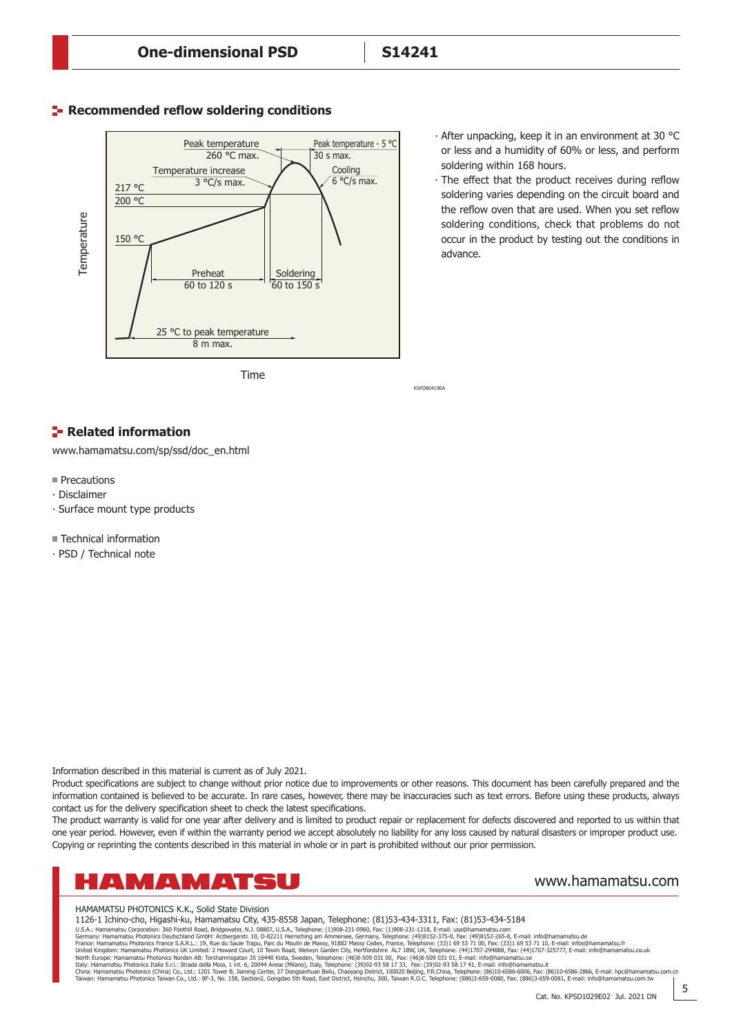## Recommended reflow soldering conditions

Peak temperature
260 °C max.
Peak temperature - 5 °C
30 s max.
Temperature increase
3 °C/s max.
Cooling
6 °C/s max.
217 °C
200 °C
150 °C
Preheat
60 to 120 s
Soldering
60 to 150 s
25 °C to peak temperature
8 m max.
Temperature
Time

KSPDB0419EA

- After unpacking, keep it in an environment at 30 °C or less and a humidity of 60% or less, and perform soldering within 168 hours.
- The effect that the product receives during reflow soldering varies depending on the circuit board and the reflow oven that are used. When you set reflow soldering conditions, check that problems do not occur in the product by testing out the conditions in advance.

## Related information

www.hamamatsu.com/sp/ssd/doc_en.html

■ Precautions
- Disclaimer
- Surface mount type products

■ Technical information
- PSD / Technical note

Information described in this material is current as of July 2021.

Product specifications are subject to change without prior notice due to improvements or other reasons. This document has been carefully prepared and the information contained is believed to be accurate. In rare cases, however, there may be inaccuracies such as text errors. Before using these products, always contact us for the delivery specification sheet to check the latest specifications.

The product warranty is valid for one year after delivery and is limited to product repair or replacement for defects discovered and reported to us within that one year period. However, even if within the warranty period we accept absolutely no liability for any loss caused by natural disasters or improper product use. Copying or reprinting the contents described in this material in whole or in part is prohibited without our prior permission.

**HAMAMATSU**

www.hamamatsu.com

HAMAMATSU PHOTONICS K.K., Solid State Division
1126-1 Ichino-cho, Higashi-ku, Hamamatsu City, 435-8558 Japan, Telephone: (81)53-434-3311, Fax: (81)53-434-5184
U.S.A.: Hamamatsu Corporation: 360 Foothill Road, Bridgewater, N.J. 08807, U.S.A., Telephone: (1)908-231-0960, Fax: (1)908-231-1218, E-mail: usa@hamamatsu.com
Germany: Hamamatsu Photonics Deutschland GmbH: Arzbergerstr. 10, D-82211 Herrsching am Ammersee, Germany, Telephone: (49)8152-375-0, Fax: (49)8152-265-8, E-mail: info@hamamatsu.de
France: Hamamatsu Photonics France S.A.R.L.: 19, Rue du Saule Trapu, Parc du Moulin de Massy, 91882 Massy Cedex, France, Telephone: (33)1 69 53 71 00, Fax: (33)1 69 53 71 10, E-mail: infos@hamamatsu.fr
United Kingdom: Hamamatsu Photonics UK Limited: 2 Howard Court, 10 Tewin Road, Welwyn Garden City, Hertfordshire AL7 1BW, UK, Telephone: (44)1707-294888, Fax: (44)1707-325777, E-mail: info@hamamatsu.co.uk
North Europe: Hamamatsu Photonics Norden AB: Torshamnsgatan 35 16440 Kista, Sweden, Telephone: (46)8-509 031 00, Fax: (46)8-509 031 01, E-mail: info@hamamatsu.se
Italy: Hamamatsu Photonics Italia S.r.l.: Strada della Moia, 1 int. 6, 20044 Arese (Milano), Italy, Telephone: (39)02-93 58 17 33, Fax: (39)02-93 58 17 41, E-mail: info@hamamatsu.it
China: Hamamatsu Photonics (China) Co., Ltd.: 1201 Tower B, Jiaming Center, 27 Dongsanhuan Beilu, Chaoyang District, 100020 Beijing, P.R.China, Telephone: (86)10-6586-6006, Fax: (86)10-6586-2866, E-mail: hpc@hamamatsu.com.cn
Taiwan: Hamamatsu Photonics Taiwan Co., Ltd.: 8F-3, No. 158, Section2, Gongdao 5th Road, East District, Hsinchu, 300, Taiwan R.O.C. Telephone: (886)3-659-0080, Fax: (886)3-659-0081, E-mail: info@hamamatsu.com.tw

Cat. No. KPSD1029E02 Jul. 2021 DN